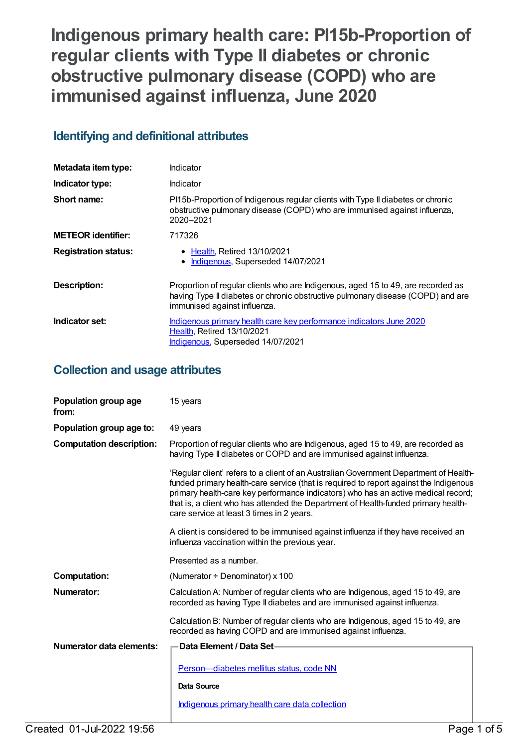# Indigenous primary health care: PI15b-Proportion of regular clients with Type II diabetes or chronic obstructive pulmonary disease (COPD) who are immunised against influenza, June 2020

## Identifying and definitional attributes

| | |
|---|---|
| **Metadata item type:** | Indicator |
| **Indicator type:** | Indicator |
| **Short name:** | PI15b-Proportion of Indigenous regular clients with Type II diabetes or chronic obstructive pulmonary disease (COPD) who are immunised against influenza, 2020–2021 |
| **METEOR identifier:** | 717326 |
| **Registration status:** | • Health, Retired 13/10/2021<br>• Indigenous, Superseded 14/07/2021 |
| **Description:** | Proportion of regular clients who are Indigenous, aged 15 to 49, are recorded as having Type II diabetes or chronic obstructive pulmonary disease (COPD) and are immunised against influenza. |
| **Indicator set:** | Indigenous primary health care key performance indicators June 2020<br>Health, Retired 13/10/2021<br>Indigenous, Superseded 14/07/2021 |

## Collection and usage attributes

| | |
|---|---|
| **Population group age from:** | 15 years |
| **Population group age to:** | 49 years |
| **Computation description:** | Proportion of regular clients who are Indigenous, aged 15 to 49, are recorded as having Type II diabetes or COPD and are immunised against influenza.<br><br>'Regular client' refers to a client of an Australian Government Department of Health-funded primary health-care service (that is required to report against the Indigenous primary health-care key performance indicators) who has an active medical record; that is, a client who has attended the Department of Health-funded primary health-care service at least 3 times in 2 years.<br><br>A client is considered to be immunised against influenza if they have received an influenza vaccination within the previous year.<br><br>Presented as a number. |
| **Computation:** | (Numerator ÷ Denominator) x 100 |
| **Numerator:** | Calculation A: Number of regular clients who are Indigenous, aged 15 to 49, are recorded as having Type II diabetes and are immunised against influenza.<br><br>Calculation B: Number of regular clients who are Indigenous, aged 15 to 49, are recorded as having COPD and are immunised against influenza. |
| **Numerator data elements:** | **Data Element / Data Set**<br><br>Person—diabetes mellitus status, code NN<br><br>**Data Source**<br><br>Indigenous primary health care data collection |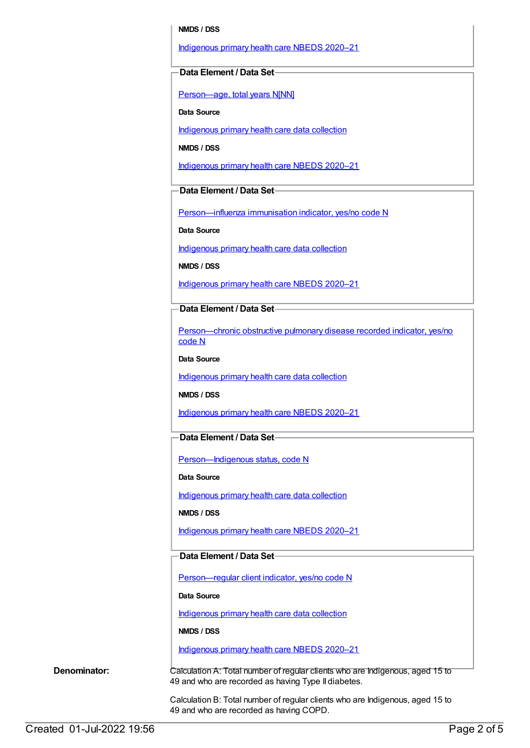**NMDS / DSS**

Indigenous primary health care NBEDS 2020–21

**Data Element / Data Set**

Person—age, total years N[NN]

**Data Source**

Indigenous primary health care data collection

**NMDS / DSS**

Indigenous primary health care NBEDS 2020–21

**Data Element / Data Set**

Person—influenza immunisation indicator, yes/no code N

**Data Source**

Indigenous primary health care data collection

**NMDS / DSS**

Indigenous primary health care NBEDS 2020–21

**Data Element / Data Set**

Person—chronic obstructive pulmonary disease recorded indicator, yes/no code N

**Data Source**

Indigenous primary health care data collection

**NMDS / DSS**

Indigenous primary health care NBEDS 2020–21

**Data Element / Data Set**

Person—Indigenous status, code N

**Data Source**

Indigenous primary health care data collection

**NMDS / DSS**

Indigenous primary health care NBEDS 2020–21

**Data Element / Data Set**

Person—regular client indicator, yes/no code N

**Data Source**

Indigenous primary health care data collection

**NMDS / DSS**

Indigenous primary health care NBEDS 2020–21

**Denominator:**

Calculation A: Total number of regular clients who are Indigenous, aged 15 to 49 and who are recorded as having Type II diabetes.

Calculation B: Total number of regular clients who are Indigenous, aged 15 to 49 and who are recorded as having COPD.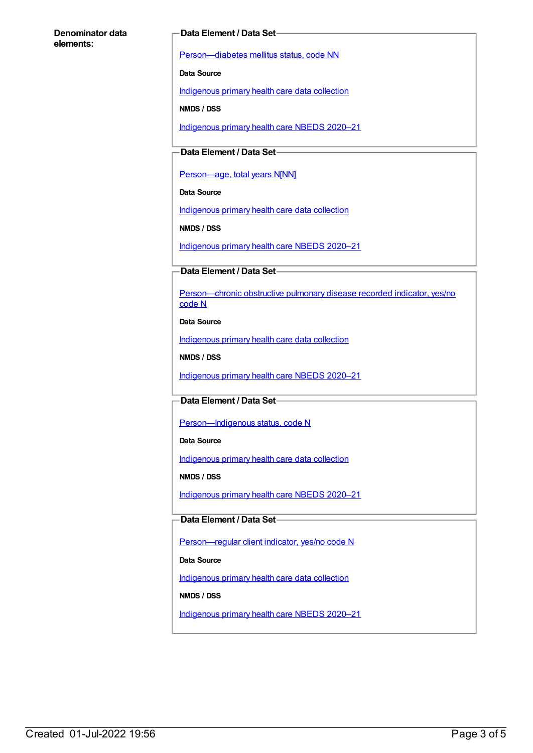**Denominator data elements:**

**Data Element / Data Set**

Person—diabetes mellitus status, code NN

**Data Source**

Indigenous primary health care data collection

**NMDS / DSS**

Indigenous primary health care NBEDS 2020–21

**Data Element / Data Set**

Person—age, total years N[NN]

**Data Source**

Indigenous primary health care data collection

**NMDS / DSS**

Indigenous primary health care NBEDS 2020–21

**Data Element / Data Set**

Person—chronic obstructive pulmonary disease recorded indicator, yes/no code N

**Data Source**

Indigenous primary health care data collection

**NMDS / DSS**

Indigenous primary health care NBEDS 2020–21

**Data Element / Data Set**

Person—Indigenous status, code N

**Data Source**

Indigenous primary health care data collection

**NMDS / DSS**

Indigenous primary health care NBEDS 2020–21

**Data Element / Data Set**

Person—regular client indicator, yes/no code N

**Data Source**

Indigenous primary health care data collection

**NMDS / DSS**

Indigenous primary health care NBEDS 2020–21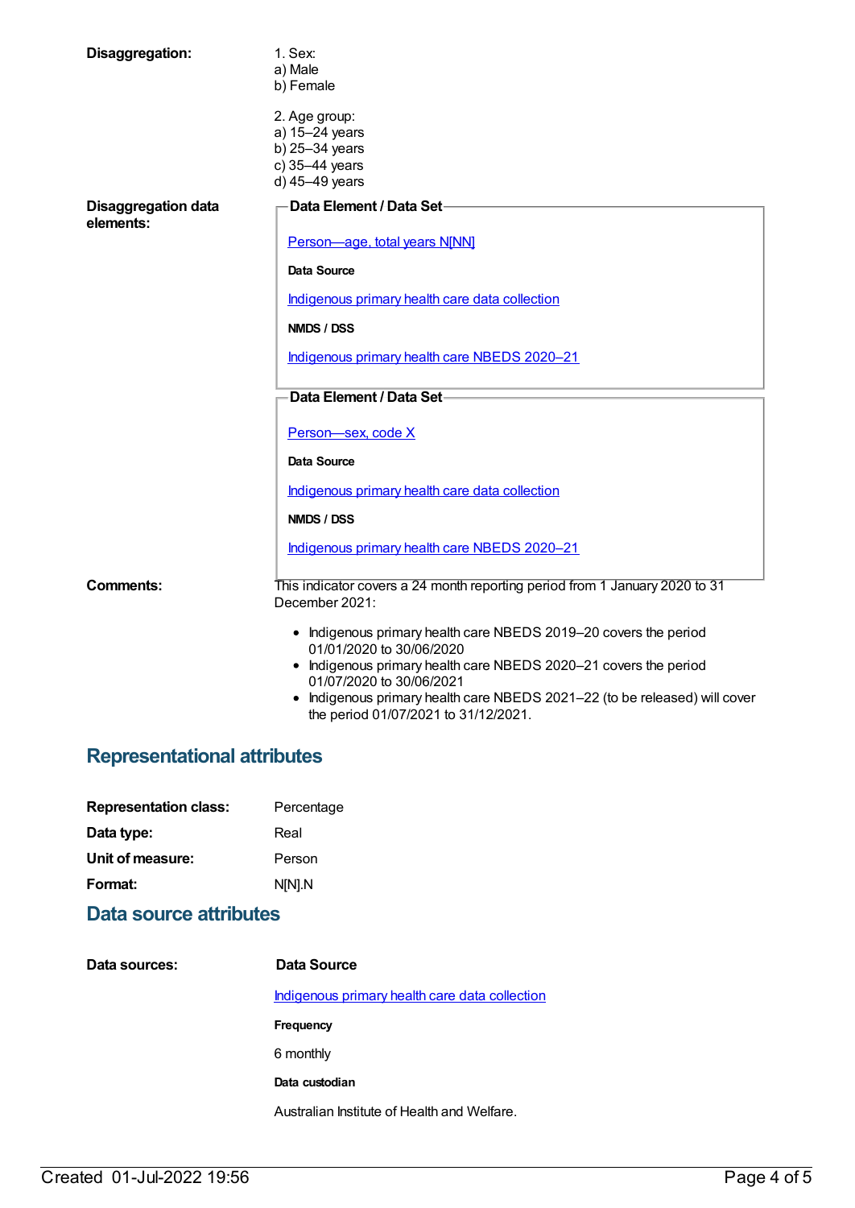**Disaggregation:**

1. Sex:
a) Male
b) Female

2. Age group:
a) 15–24 years
b) 25–34 years
c) 35–44 years
d) 45–49 years

**Disaggregation data elements:**

**Data Element / Data Set**

Person—age, total years N[NN]

**Data Source**

Indigenous primary health care data collection

**NMDS / DSS**

Indigenous primary health care NBEDS 2020–21

**Data Element / Data Set**

Person—sex, code X

**Data Source**

Indigenous primary health care data collection

**NMDS / DSS**

Indigenous primary health care NBEDS 2020–21

**Comments:**

This indicator covers a 24 month reporting period from 1 January 2020 to 31 December 2021:

- Indigenous primary health care NBEDS 2019–20 covers the period 01/01/2020 to 30/06/2020
- Indigenous primary health care NBEDS 2020–21 covers the period 01/07/2020 to 30/06/2021
- Indigenous primary health care NBEDS 2021–22 (to be released) will cover the period 01/07/2021 to 31/12/2021.

## Representational attributes

**Representation class:** Percentage

**Data type:** Real

**Unit of measure:** Person

**Format:** N[N].N

## Data source attributes

**Data sources:**

**Data Source**

Indigenous primary health care data collection

**Frequency**

6 monthly

**Data custodian**

Australian Institute of Health and Welfare.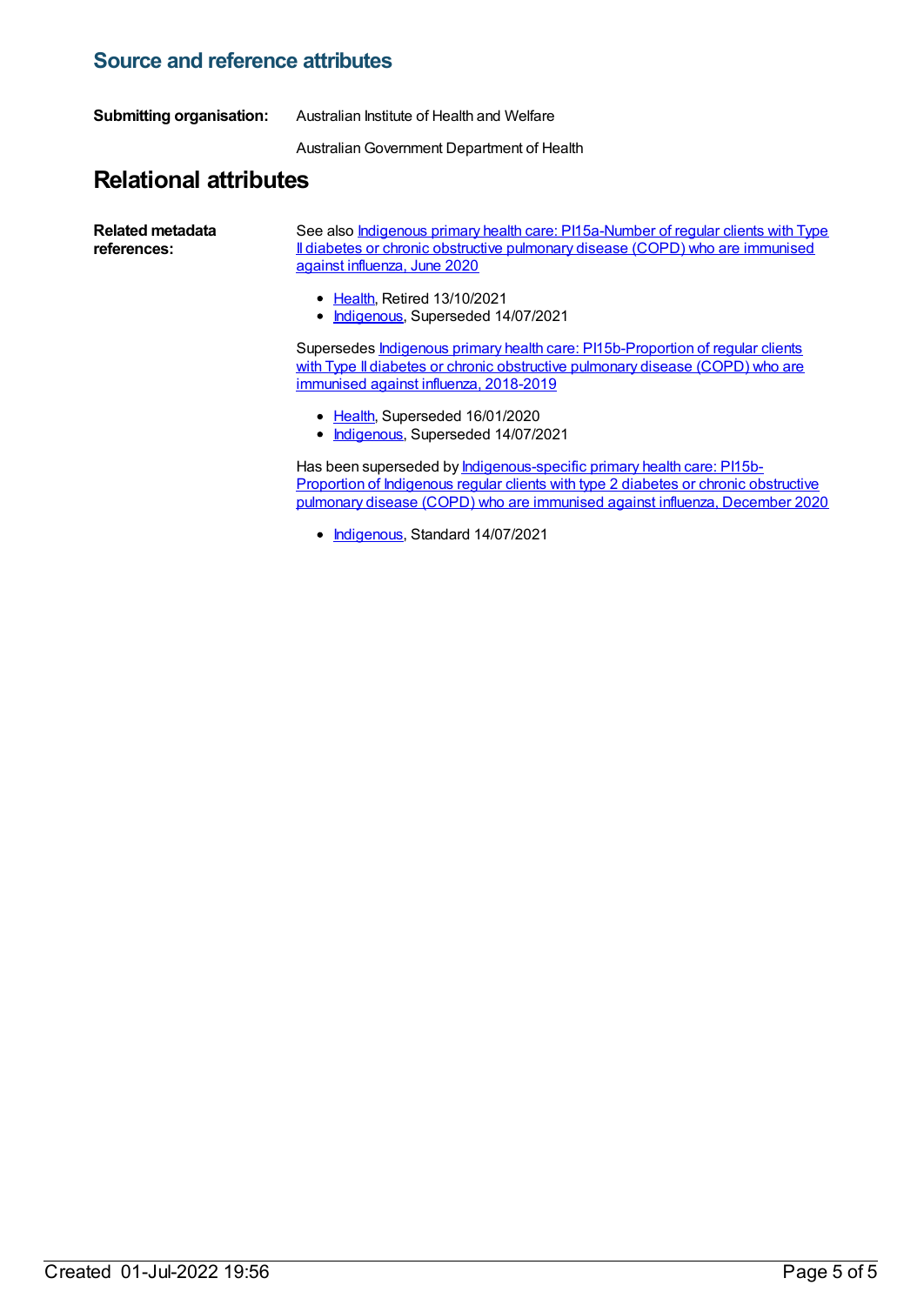## Source and reference attributes

**Submitting organisation:** Australian Institute of Health and Welfare

Australian Government Department of Health

# Relational attributes

**Related metadata references:**

See also Indigenous primary health care: PI15a-Number of regular clients with Type II diabetes or chronic obstructive pulmonary disease (COPD) who are immunised against influenza, June 2020

- Health, Retired 13/10/2021
- Indigenous, Superseded 14/07/2021

Supersedes Indigenous primary health care: PI15b-Proportion of regular clients with Type II diabetes or chronic obstructive pulmonary disease (COPD) who are immunised against influenza, 2018-2019

- Health, Superseded 16/01/2020
- Indigenous, Superseded 14/07/2021

Has been superseded by Indigenous-specific primary health care: PI15b-Proportion of Indigenous regular clients with type 2 diabetes or chronic obstructive pulmonary disease (COPD) who are immunised against influenza, December 2020

- Indigenous, Standard 14/07/2021